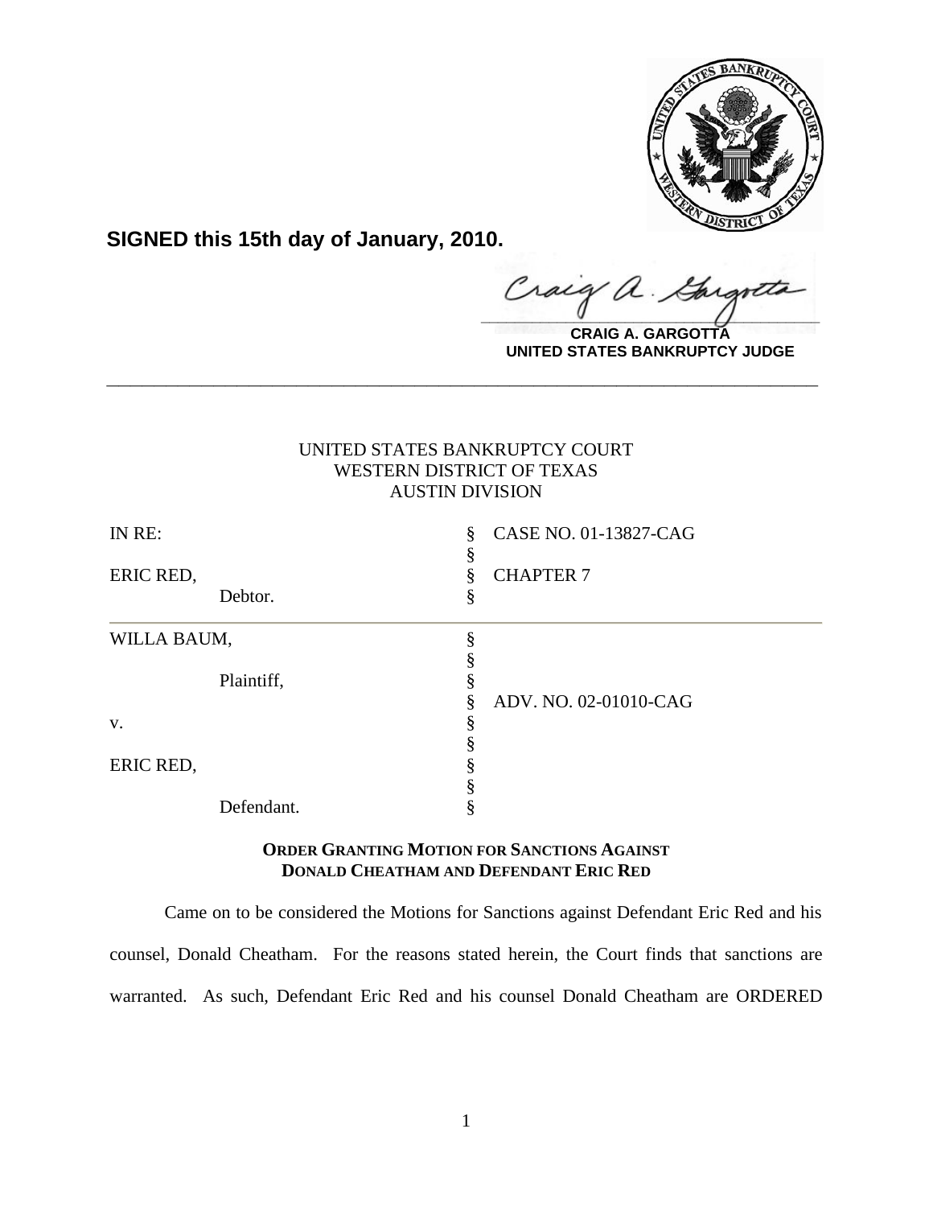**SIGNED this 15th day of January, 2010.**

**CRAIG A. GARGOTTA**
**UNITED STATES BANKRUPTCY JUDGE**

---

UNITED STATES BANKRUPTCY COURT
WESTERN DISTRICT OF TEXAS
AUSTIN DIVISION

| | | |
|---|---|---|
| IN RE: | § | CASE NO. 01-13827-CAG |
| | § | |
| ERIC RED, | § | CHAPTER 7 |
| Debtor. | § | |

| | | |
|---|---|---|
| WILLA BAUM, | § | |
| | § | |
| Plaintiff, | § | |
| | § | ADV. NO. 02-01010-CAG |
| v. | § | |
| | § | |
| ERIC RED, | § | |
| | § | |
| Defendant. | § | |

**ORDER GRANTING MOTION FOR SANCTIONS AGAINST DONALD CHEATHAM AND DEFENDANT ERIC RED**

Came on to be considered the Motions for Sanctions against Defendant Eric Red and his counsel, Donald Cheatham. For the reasons stated herein, the Court finds that sanctions are warranted. As such, Defendant Eric Red and his counsel Donald Cheatham are ORDERED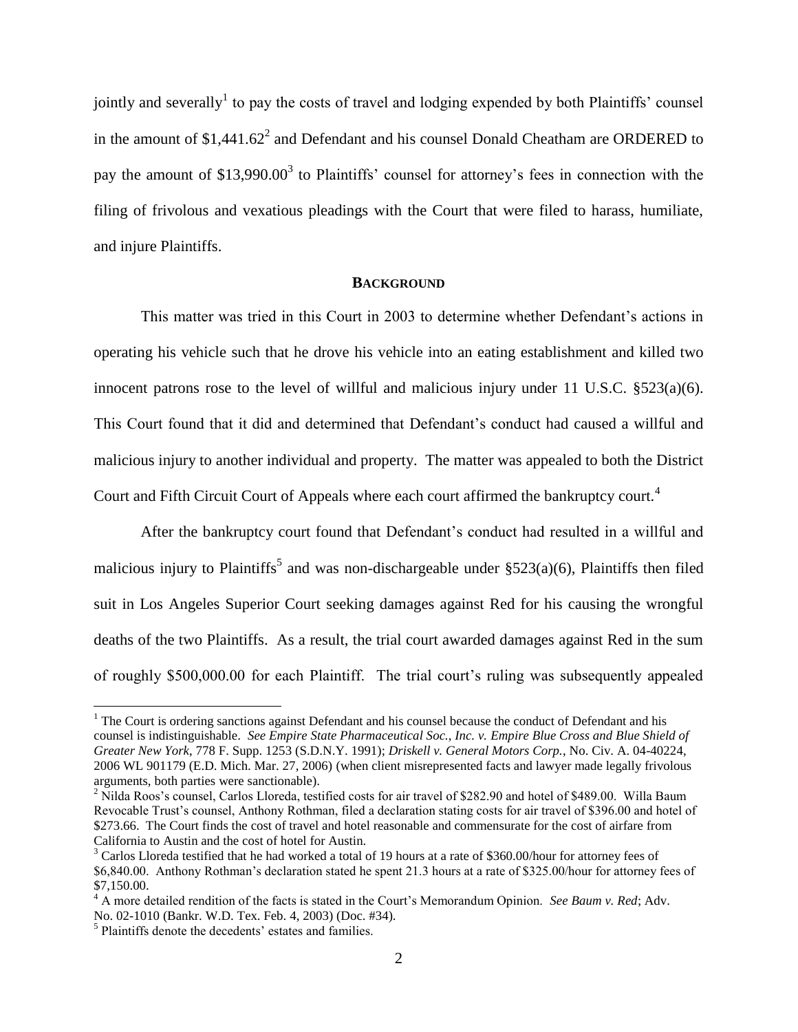jointly and severally[1] to pay the costs of travel and lodging expended by both Plaintiffs' counsel in the amount of $1,441.62[2] and Defendant and his counsel Donald Cheatham are ORDERED to pay the amount of $13,990.00[3] to Plaintiffs' counsel for attorney's fees in connection with the filing of frivolous and vexatious pleadings with the Court that were filed to harass, humiliate, and injure Plaintiffs.

## **Background**

This matter was tried in this Court in 2003 to determine whether Defendant's actions in operating his vehicle such that he drove his vehicle into an eating establishment and killed two innocent patrons rose to the level of willful and malicious injury under 11 U.S.C. §523(a)(6). This Court found that it did and determined that Defendant's conduct had caused a willful and malicious injury to another individual and property. The matter was appealed to both the District Court and Fifth Circuit Court of Appeals where each court affirmed the bankruptcy court.[4]

After the bankruptcy court found that Defendant's conduct had resulted in a willful and malicious injury to Plaintiffs[5] and was non-dischargeable under §523(a)(6), Plaintiffs then filed suit in Los Angeles Superior Court seeking damages against Red for his causing the wrongful deaths of the two Plaintiffs. As a result, the trial court awarded damages against Red in the sum of roughly $500,000.00 for each Plaintiff. The trial court's ruling was subsequently appealed

---

[1] The Court is ordering sanctions against Defendant and his counsel because the conduct of Defendant and his counsel is indistinguishable. *See Empire State Pharmaceutical Soc., Inc. v. Empire Blue Cross and Blue Shield of Greater New York*, 778 F. Supp. 1253 (S.D.N.Y. 1991); *Driskell v. General Motors Corp.*, No. Civ. A. 04-40224, 2006 WL 901179 (E.D. Mich. Mar. 27, 2006) (when client misrepresented facts and lawyer made legally frivolous arguments, both parties were sanctionable).

[2] Nilda Roos's counsel, Carlos Lloreda, testified costs for air travel of $282.90 and hotel of $489.00. Willa Baum Revocable Trust's counsel, Anthony Rothman, filed a declaration stating costs for air travel of $396.00 and hotel of $273.66. The Court finds the cost of travel and hotel reasonable and commensurate for the cost of airfare from California to Austin and the cost of hotel for Austin.

[3] Carlos Lloreda testified that he had worked a total of 19 hours at a rate of $360.00/hour for attorney fees of $6,840.00. Anthony Rothman's declaration stated he spent 21.3 hours at a rate of $325.00/hour for attorney fees of $7,150.00.

[4] A more detailed rendition of the facts is stated in the Court's Memorandum Opinion. *See Baum v. Red*; Adv. No. 02-1010 (Bankr. W.D. Tex. Feb. 4, 2003) (Doc. #34).

[5] Plaintiffs denote the decedents' estates and families.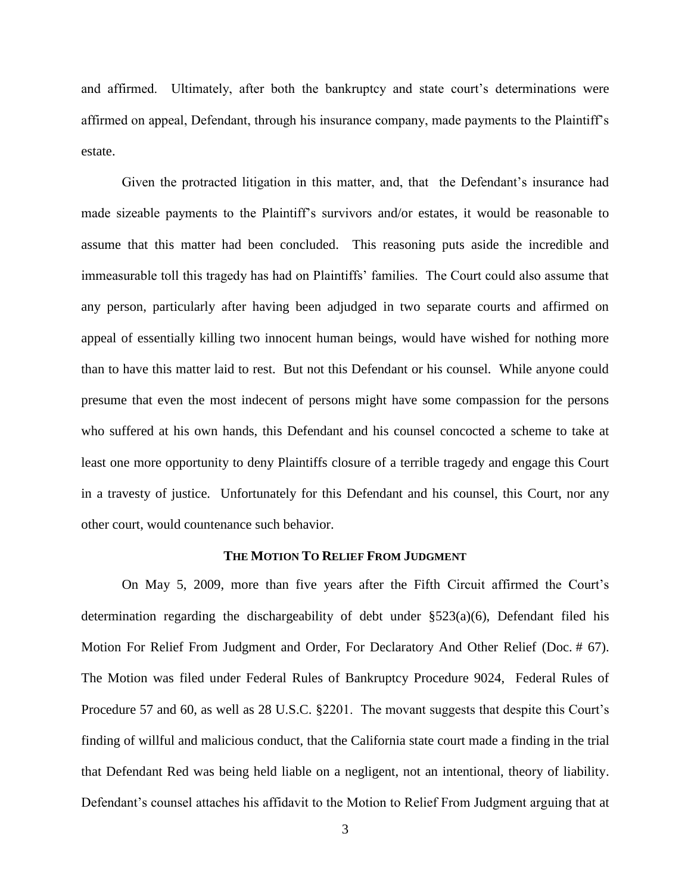and affirmed. Ultimately, after both the bankruptcy and state court's determinations were affirmed on appeal, Defendant, through his insurance company, made payments to the Plaintiff's estate.

Given the protracted litigation in this matter, and, that the Defendant's insurance had made sizeable payments to the Plaintiff's survivors and/or estates, it would be reasonable to assume that this matter had been concluded. This reasoning puts aside the incredible and immeasurable toll this tragedy has had on Plaintiffs' families. The Court could also assume that any person, particularly after having been adjudged in two separate courts and affirmed on appeal of essentially killing two innocent human beings, would have wished for nothing more than to have this matter laid to rest. But not this Defendant or his counsel. While anyone could presume that even the most indecent of persons might have some compassion for the persons who suffered at his own hands, this Defendant and his counsel concocted a scheme to take at least one more opportunity to deny Plaintiffs closure of a terrible tragedy and engage this Court in a travesty of justice. Unfortunately for this Defendant and his counsel, this Court, nor any other court, would countenance such behavior.

## THE MOTION TO RELIEF FROM JUDGMENT

On May 5, 2009, more than five years after the Fifth Circuit affirmed the Court's determination regarding the dischargeability of debt under §523(a)(6), Defendant filed his Motion For Relief From Judgment and Order, For Declaratory And Other Relief (Doc. # 67). The Motion was filed under Federal Rules of Bankruptcy Procedure 9024, Federal Rules of Procedure 57 and 60, as well as 28 U.S.C. §2201. The movant suggests that despite this Court's finding of willful and malicious conduct, that the California state court made a finding in the trial that Defendant Red was being held liable on a negligent, not an intentional, theory of liability. Defendant's counsel attaches his affidavit to the Motion to Relief From Judgment arguing that at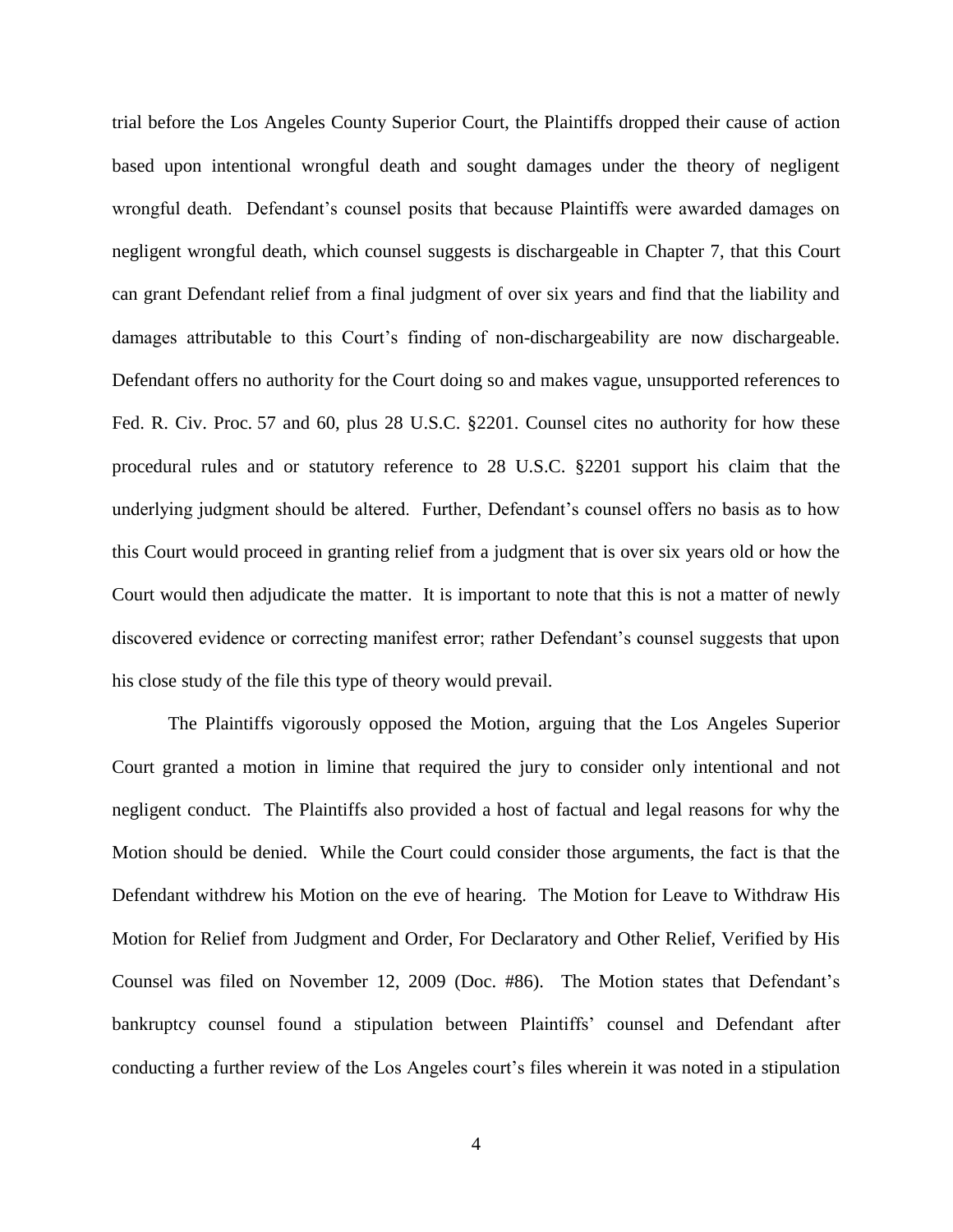trial before the Los Angeles County Superior Court, the Plaintiffs dropped their cause of action based upon intentional wrongful death and sought damages under the theory of negligent wrongful death. Defendant's counsel posits that because Plaintiffs were awarded damages on negligent wrongful death, which counsel suggests is dischargeable in Chapter 7, that this Court can grant Defendant relief from a final judgment of over six years and find that the liability and damages attributable to this Court's finding of non-dischargeability are now dischargeable. Defendant offers no authority for the Court doing so and makes vague, unsupported references to Fed. R. Civ. Proc. 57 and 60, plus 28 U.S.C. §2201. Counsel cites no authority for how these procedural rules and or statutory reference to 28 U.S.C. §2201 support his claim that the underlying judgment should be altered. Further, Defendant's counsel offers no basis as to how this Court would proceed in granting relief from a judgment that is over six years old or how the Court would then adjudicate the matter. It is important to note that this is not a matter of newly discovered evidence or correcting manifest error; rather Defendant's counsel suggests that upon his close study of the file this type of theory would prevail.

The Plaintiffs vigorously opposed the Motion, arguing that the Los Angeles Superior Court granted a motion in limine that required the jury to consider only intentional and not negligent conduct. The Plaintiffs also provided a host of factual and legal reasons for why the Motion should be denied. While the Court could consider those arguments, the fact is that the Defendant withdrew his Motion on the eve of hearing. The Motion for Leave to Withdraw His Motion for Relief from Judgment and Order, For Declaratory and Other Relief, Verified by His Counsel was filed on November 12, 2009 (Doc. #86). The Motion states that Defendant's bankruptcy counsel found a stipulation between Plaintiffs' counsel and Defendant after conducting a further review of the Los Angeles court's files wherein it was noted in a stipulation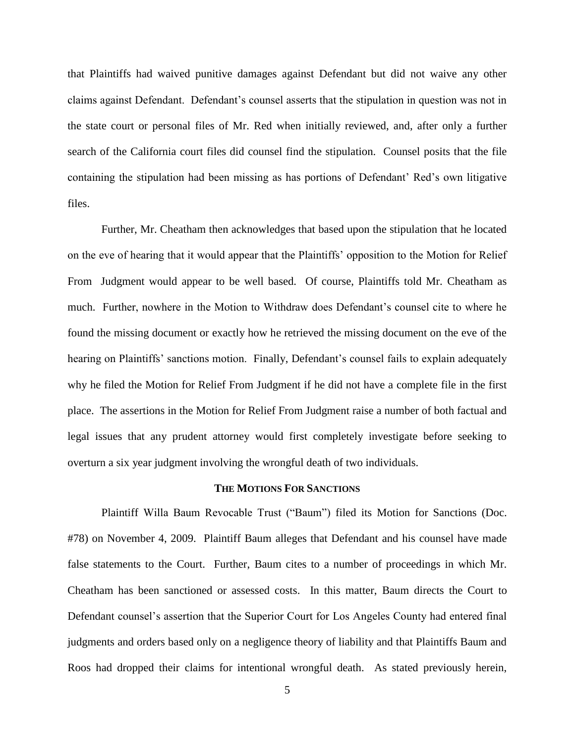that Plaintiffs had waived punitive damages against Defendant but did not waive any other claims against Defendant. Defendant's counsel asserts that the stipulation in question was not in the state court or personal files of Mr. Red when initially reviewed, and, after only a further search of the California court files did counsel find the stipulation. Counsel posits that the file containing the stipulation had been missing as has portions of Defendant' Red's own litigative files.

Further, Mr. Cheatham then acknowledges that based upon the stipulation that he located on the eve of hearing that it would appear that the Plaintiffs' opposition to the Motion for Relief From Judgment would appear to be well based. Of course, Plaintiffs told Mr. Cheatham as much. Further, nowhere in the Motion to Withdraw does Defendant's counsel cite to where he found the missing document or exactly how he retrieved the missing document on the eve of the hearing on Plaintiffs' sanctions motion. Finally, Defendant's counsel fails to explain adequately why he filed the Motion for Relief From Judgment if he did not have a complete file in the first place. The assertions in the Motion for Relief From Judgment raise a number of both factual and legal issues that any prudent attorney would first completely investigate before seeking to overturn a six year judgment involving the wrongful death of two individuals.

## THE MOTIONS FOR SANCTIONS

Plaintiff Willa Baum Revocable Trust ("Baum") filed its Motion for Sanctions (Doc. #78) on November 4, 2009. Plaintiff Baum alleges that Defendant and his counsel have made false statements to the Court. Further, Baum cites to a number of proceedings in which Mr. Cheatham has been sanctioned or assessed costs. In this matter, Baum directs the Court to Defendant counsel's assertion that the Superior Court for Los Angeles County had entered final judgments and orders based only on a negligence theory of liability and that Plaintiffs Baum and Roos had dropped their claims for intentional wrongful death. As stated previously herein,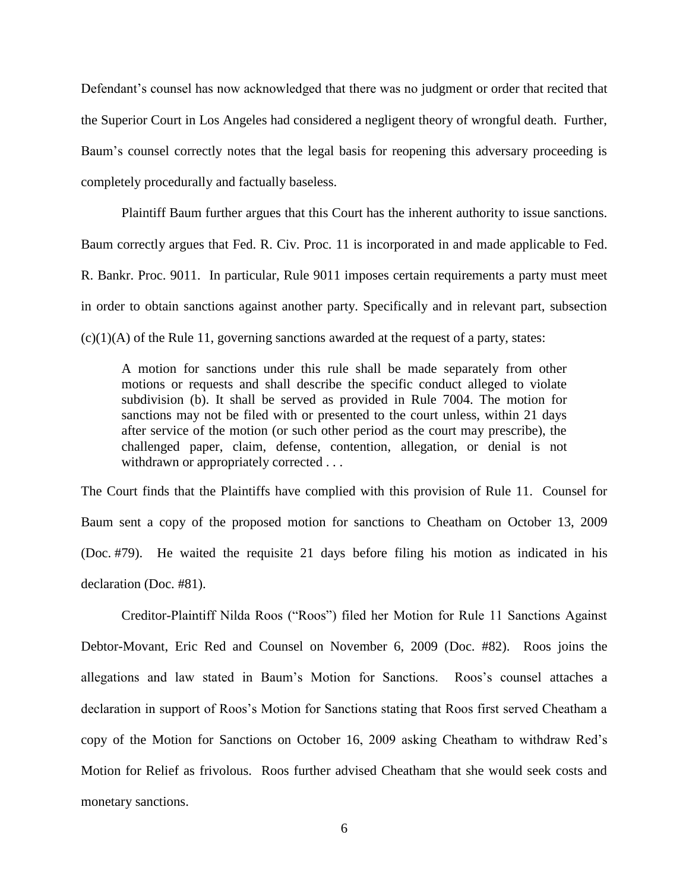Defendant's counsel has now acknowledged that there was no judgment or order that recited that the Superior Court in Los Angeles had considered a negligent theory of wrongful death. Further, Baum's counsel correctly notes that the legal basis for reopening this adversary proceeding is completely procedurally and factually baseless.

Plaintiff Baum further argues that this Court has the inherent authority to issue sanctions. Baum correctly argues that Fed. R. Civ. Proc. 11 is incorporated in and made applicable to Fed. R. Bankr. Proc. 9011. In particular, Rule 9011 imposes certain requirements a party must meet in order to obtain sanctions against another party. Specifically and in relevant part, subsection (c)(1)(A) of the Rule 11, governing sanctions awarded at the request of a party, states:

> A motion for sanctions under this rule shall be made separately from other motions or requests and shall describe the specific conduct alleged to violate subdivision (b). It shall be served as provided in Rule 7004. The motion for sanctions may not be filed with or presented to the court unless, within 21 days after service of the motion (or such other period as the court may prescribe), the challenged paper, claim, defense, contention, allegation, or denial is not withdrawn or appropriately corrected . . .

The Court finds that the Plaintiffs have complied with this provision of Rule 11. Counsel for Baum sent a copy of the proposed motion for sanctions to Cheatham on October 13, 2009 (Doc. #79). He waited the requisite 21 days before filing his motion as indicated in his declaration (Doc. #81).

Creditor-Plaintiff Nilda Roos ("Roos") filed her Motion for Rule 11 Sanctions Against Debtor-Movant, Eric Red and Counsel on November 6, 2009 (Doc. #82). Roos joins the allegations and law stated in Baum's Motion for Sanctions. Roos's counsel attaches a declaration in support of Roos's Motion for Sanctions stating that Roos first served Cheatham a copy of the Motion for Sanctions on October 16, 2009 asking Cheatham to withdraw Red's Motion for Relief as frivolous. Roos further advised Cheatham that she would seek costs and monetary sanctions.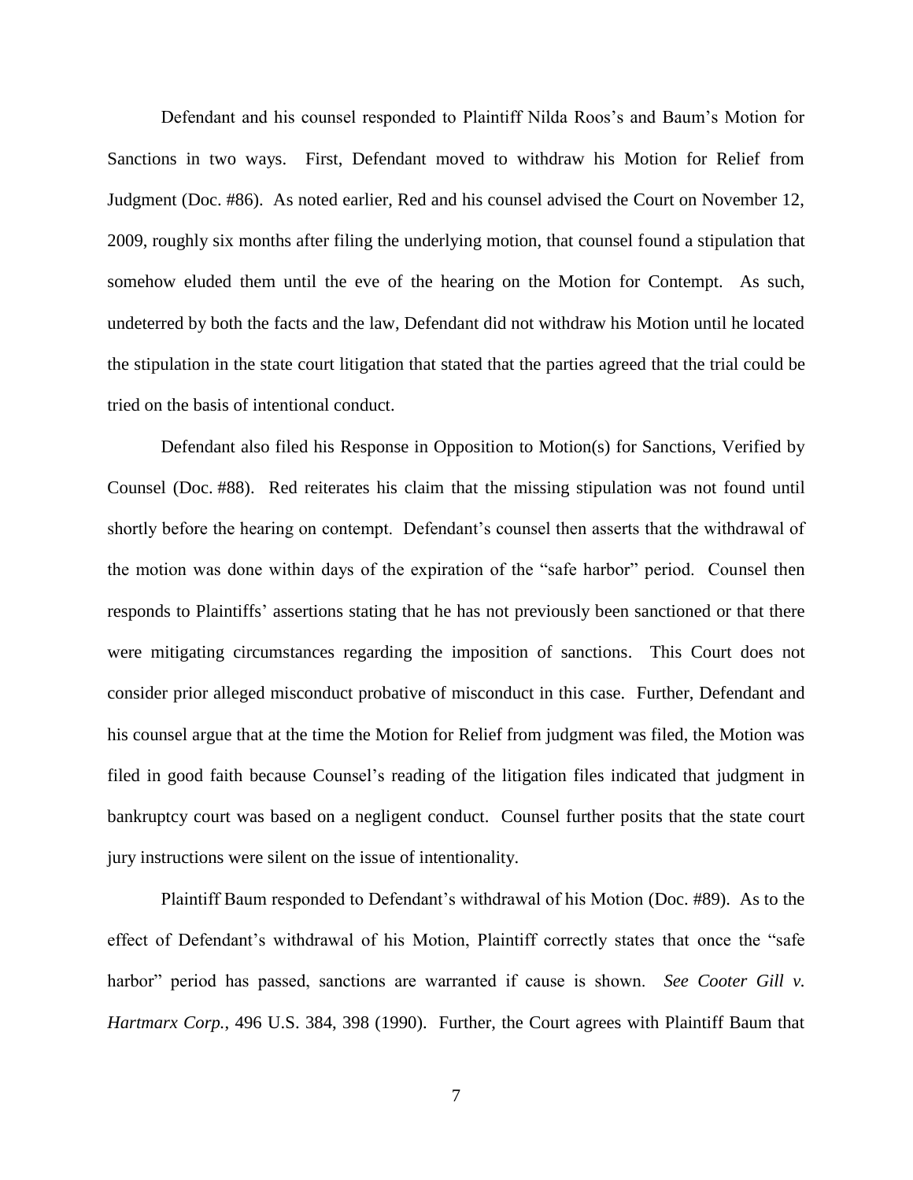Defendant and his counsel responded to Plaintiff Nilda Roos's and Baum's Motion for Sanctions in two ways. First, Defendant moved to withdraw his Motion for Relief from Judgment (Doc. #86). As noted earlier, Red and his counsel advised the Court on November 12, 2009, roughly six months after filing the underlying motion, that counsel found a stipulation that somehow eluded them until the eve of the hearing on the Motion for Contempt. As such, undeterred by both the facts and the law, Defendant did not withdraw his Motion until he located the stipulation in the state court litigation that stated that the parties agreed that the trial could be tried on the basis of intentional conduct.

Defendant also filed his Response in Opposition to Motion(s) for Sanctions, Verified by Counsel (Doc. #88). Red reiterates his claim that the missing stipulation was not found until shortly before the hearing on contempt. Defendant's counsel then asserts that the withdrawal of the motion was done within days of the expiration of the "safe harbor" period. Counsel then responds to Plaintiffs' assertions stating that he has not previously been sanctioned or that there were mitigating circumstances regarding the imposition of sanctions. This Court does not consider prior alleged misconduct probative of misconduct in this case. Further, Defendant and his counsel argue that at the time the Motion for Relief from judgment was filed, the Motion was filed in good faith because Counsel's reading of the litigation files indicated that judgment in bankruptcy court was based on a negligent conduct. Counsel further posits that the state court jury instructions were silent on the issue of intentionality.

Plaintiff Baum responded to Defendant's withdrawal of his Motion (Doc. #89). As to the effect of Defendant's withdrawal of his Motion, Plaintiff correctly states that once the "safe harbor" period has passed, sanctions are warranted if cause is shown. *See Cooter Gill v. Hartmarx Corp.*, 496 U.S. 384, 398 (1990). Further, the Court agrees with Plaintiff Baum that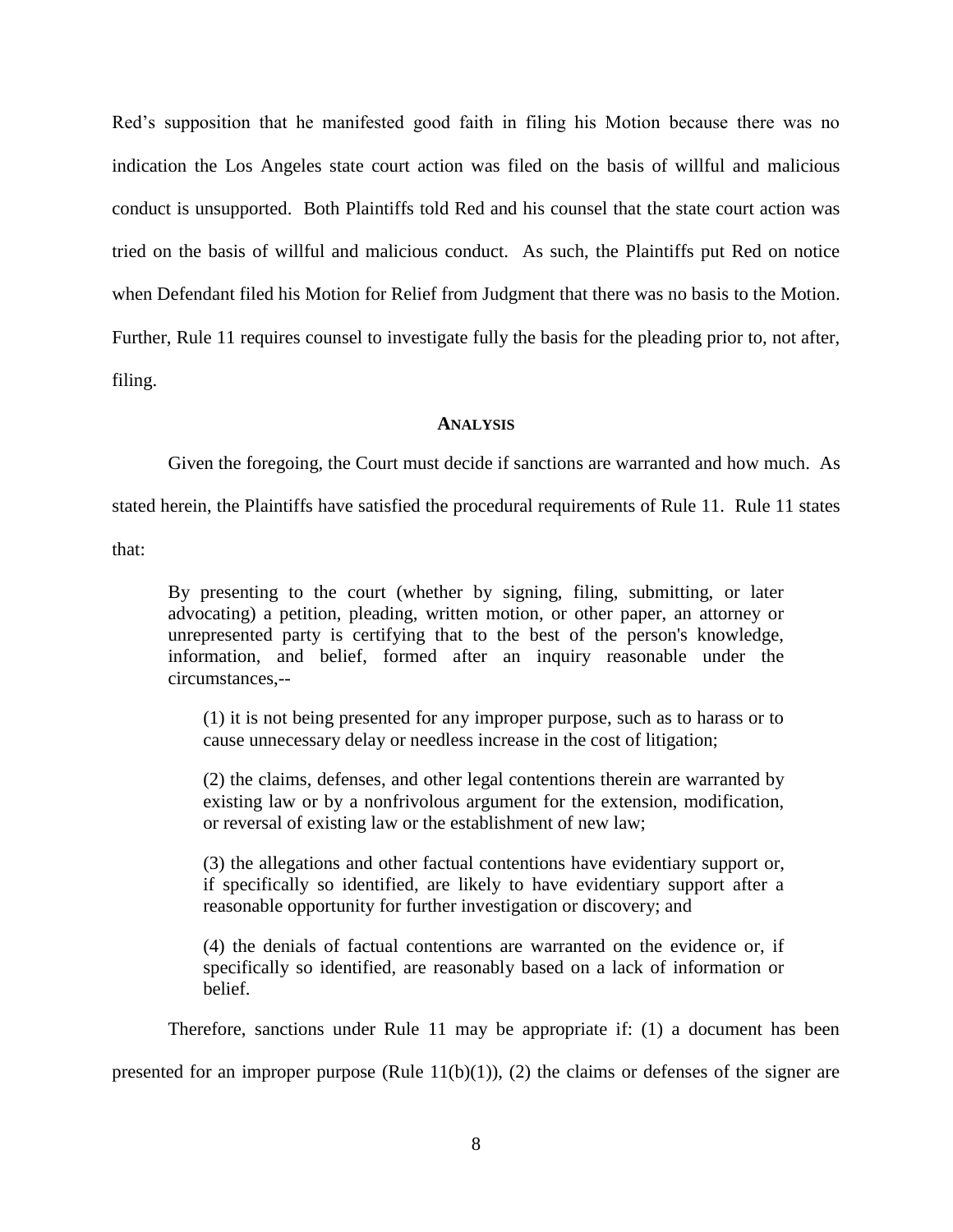Red's supposition that he manifested good faith in filing his Motion because there was no indication the Los Angeles state court action was filed on the basis of willful and malicious conduct is unsupported. Both Plaintiffs told Red and his counsel that the state court action was tried on the basis of willful and malicious conduct. As such, the Plaintiffs put Red on notice when Defendant filed his Motion for Relief from Judgment that there was no basis to the Motion. Further, Rule 11 requires counsel to investigate fully the basis for the pleading prior to, not after, filing.

## ANALYSIS

Given the foregoing, the Court must decide if sanctions are warranted and how much. As stated herein, the Plaintiffs have satisfied the procedural requirements of Rule 11. Rule 11 states that:

> By presenting to the court (whether by signing, filing, submitting, or later advocating) a petition, pleading, written motion, or other paper, an attorney or unrepresented party is certifying that to the best of the person's knowledge, information, and belief, formed after an inquiry reasonable under the circumstances,--
>
> (1) it is not being presented for any improper purpose, such as to harass or to cause unnecessary delay or needless increase in the cost of litigation;
>
> (2) the claims, defenses, and other legal contentions therein are warranted by existing law or by a nonfrivolous argument for the extension, modification, or reversal of existing law or the establishment of new law;
>
> (3) the allegations and other factual contentions have evidentiary support or, if specifically so identified, are likely to have evidentiary support after a reasonable opportunity for further investigation or discovery; and
>
> (4) the denials of factual contentions are warranted on the evidence or, if specifically so identified, are reasonably based on a lack of information or belief.

Therefore, sanctions under Rule 11 may be appropriate if: (1) a document has been presented for an improper purpose (Rule 11(b)(1)), (2) the claims or defenses of the signer are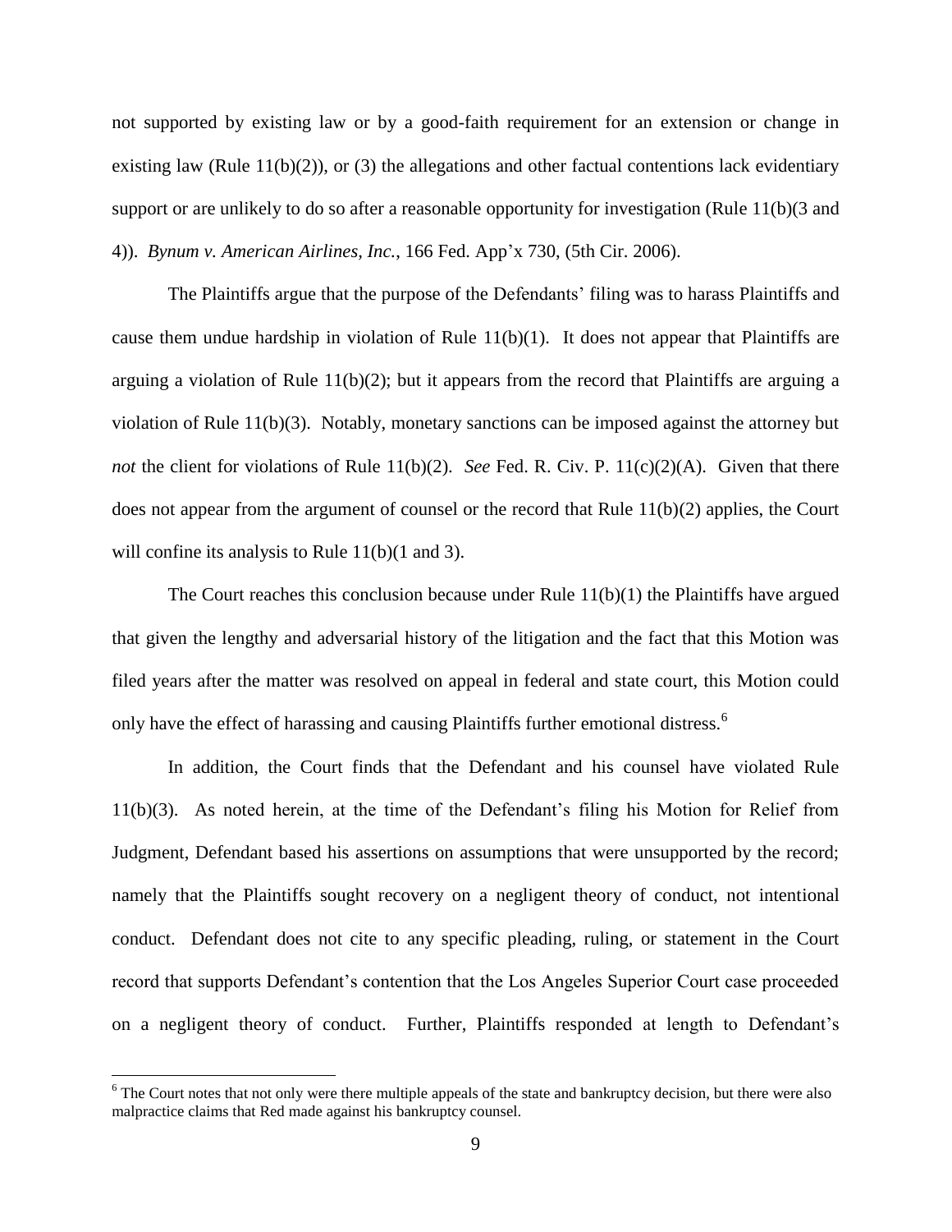not supported by existing law or by a good-faith requirement for an extension or change in existing law (Rule 11(b)(2)), or (3) the allegations and other factual contentions lack evidentiary support or are unlikely to do so after a reasonable opportunity for investigation (Rule 11(b)(3 and 4)). *Bynum v. American Airlines, Inc.*, 166 Fed. App'x 730, (5th Cir. 2006).

The Plaintiffs argue that the purpose of the Defendants' filing was to harass Plaintiffs and cause them undue hardship in violation of Rule 11(b)(1). It does not appear that Plaintiffs are arguing a violation of Rule 11(b)(2); but it appears from the record that Plaintiffs are arguing a violation of Rule 11(b)(3). Notably, monetary sanctions can be imposed against the attorney but *not* the client for violations of Rule 11(b)(2). *See* Fed. R. Civ. P. 11(c)(2)(A). Given that there does not appear from the argument of counsel or the record that Rule 11(b)(2) applies, the Court will confine its analysis to Rule 11(b)(1 and 3).

The Court reaches this conclusion because under Rule 11(b)(1) the Plaintiffs have argued that given the lengthy and adversarial history of the litigation and the fact that this Motion was filed years after the matter was resolved on appeal in federal and state court, this Motion could only have the effect of harassing and causing Plaintiffs further emotional distress.[6]

In addition, the Court finds that the Defendant and his counsel have violated Rule 11(b)(3). As noted herein, at the time of the Defendant's filing his Motion for Relief from Judgment, Defendant based his assertions on assumptions that were unsupported by the record; namely that the Plaintiffs sought recovery on a negligent theory of conduct, not intentional conduct. Defendant does not cite to any specific pleading, ruling, or statement in the Court record that supports Defendant's contention that the Los Angeles Superior Court case proceeded on a negligent theory of conduct. Further, Plaintiffs responded at length to Defendant's

[6] The Court notes that not only were there multiple appeals of the state and bankruptcy decision, but there were also malpractice claims that Red made against his bankruptcy counsel.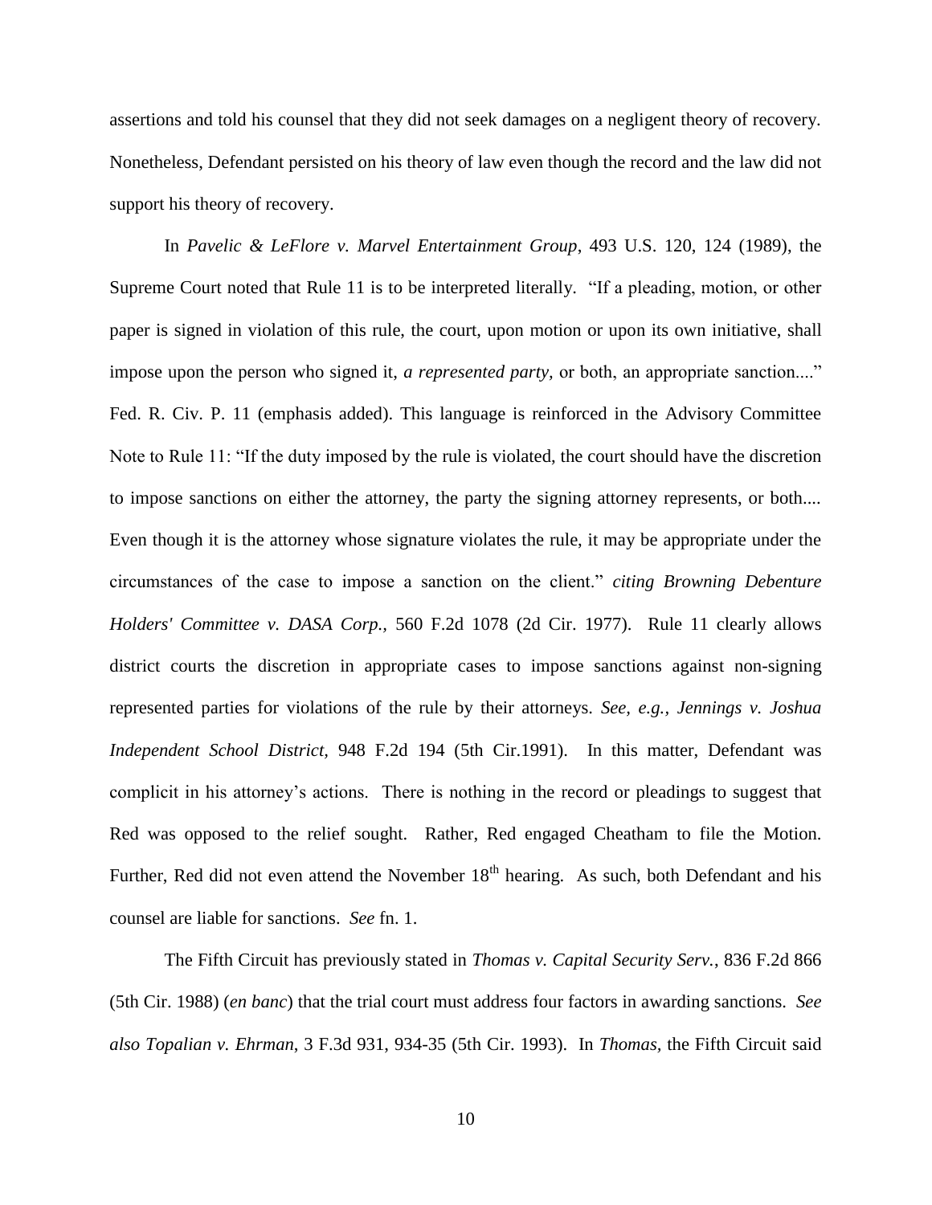assertions and told his counsel that they did not seek damages on a negligent theory of recovery. Nonetheless, Defendant persisted on his theory of law even though the record and the law did not support his theory of recovery.

In *Pavelic & LeFlore v. Marvel Entertainment Group*, 493 U.S. 120, 124 (1989), the Supreme Court noted that Rule 11 is to be interpreted literally. "If a pleading, motion, or other paper is signed in violation of this rule, the court, upon motion or upon its own initiative, shall impose upon the person who signed it, *a represented party*, or both, an appropriate sanction...." Fed. R. Civ. P. 11 (emphasis added). This language is reinforced in the Advisory Committee Note to Rule 11: "If the duty imposed by the rule is violated, the court should have the discretion to impose sanctions on either the attorney, the party the signing attorney represents, or both.... Even though it is the attorney whose signature violates the rule, it may be appropriate under the circumstances of the case to impose a sanction on the client." *citing Browning Debenture Holders' Committee v. DASA Corp.,* 560 F.2d 1078 (2d Cir. 1977). Rule 11 clearly allows district courts the discretion in appropriate cases to impose sanctions against non-signing represented parties for violations of the rule by their attorneys. *See, e.g., Jennings v. Joshua Independent School District,* 948 F.2d 194 (5th Cir.1991). In this matter, Defendant was complicit in his attorney's actions. There is nothing in the record or pleadings to suggest that Red was opposed to the relief sought. Rather, Red engaged Cheatham to file the Motion. Further, Red did not even attend the November 18th hearing. As such, both Defendant and his counsel are liable for sanctions. *See* fn. 1.

The Fifth Circuit has previously stated in *Thomas v. Capital Security Serv.*, 836 F.2d 866 (5th Cir. 1988) (*en banc*) that the trial court must address four factors in awarding sanctions. *See also Topalian v. Ehrman*, 3 F.3d 931, 934-35 (5th Cir. 1993). In *Thomas,* the Fifth Circuit said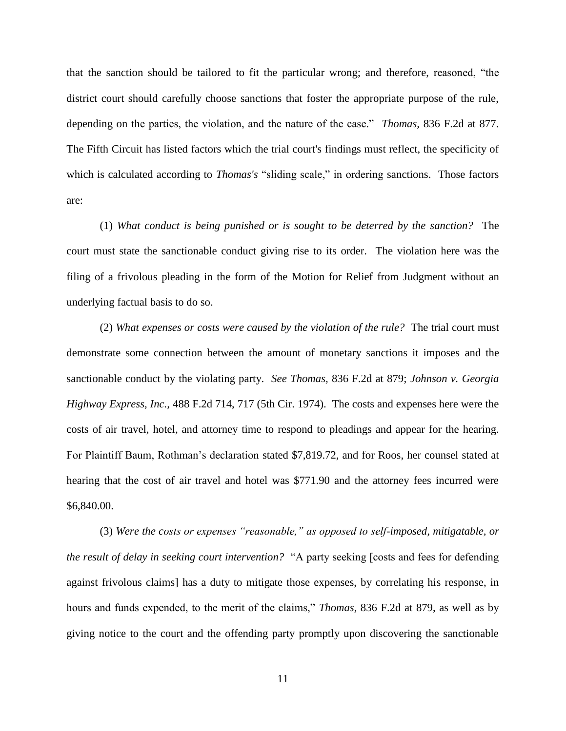that the sanction should be tailored to fit the particular wrong; and therefore, reasoned, "the district court should carefully choose sanctions that foster the appropriate purpose of the rule, depending on the parties, the violation, and the nature of the case." *Thomas,* 836 F.2d at 877. The Fifth Circuit has listed factors which the trial court's findings must reflect, the specificity of which is calculated according to *Thomas's* "sliding scale," in ordering sanctions. Those factors are:

(1) *What conduct is being punished or is sought to be deterred by the sanction?* The court must state the sanctionable conduct giving rise to its order. The violation here was the filing of a frivolous pleading in the form of the Motion for Relief from Judgment without an underlying factual basis to do so.

(2) *What expenses or costs were caused by the violation of the rule?* The trial court must demonstrate some connection between the amount of monetary sanctions it imposes and the sanctionable conduct by the violating party. *See Thomas,* 836 F.2d at 879; *Johnson v. Georgia Highway Express, Inc.,* 488 F.2d 714, 717 (5th Cir. 1974). The costs and expenses here were the costs of air travel, hotel, and attorney time to respond to pleadings and appear for the hearing. For Plaintiff Baum, Rothman's declaration stated $7,819.72, and for Roos, her counsel stated at hearing that the cost of air travel and hotel was $771.90 and the attorney fees incurred were $6,840.00.

(3) *Were the costs or expenses "reasonable," as opposed to self-imposed, mitigatable, or the result of delay in seeking court intervention?* "A party seeking [costs and fees for defending against frivolous claims] has a duty to mitigate those expenses, by correlating his response, in hours and funds expended, to the merit of the claims," *Thomas,* 836 F.2d at 879, as well as by giving notice to the court and the offending party promptly upon discovering the sanctionable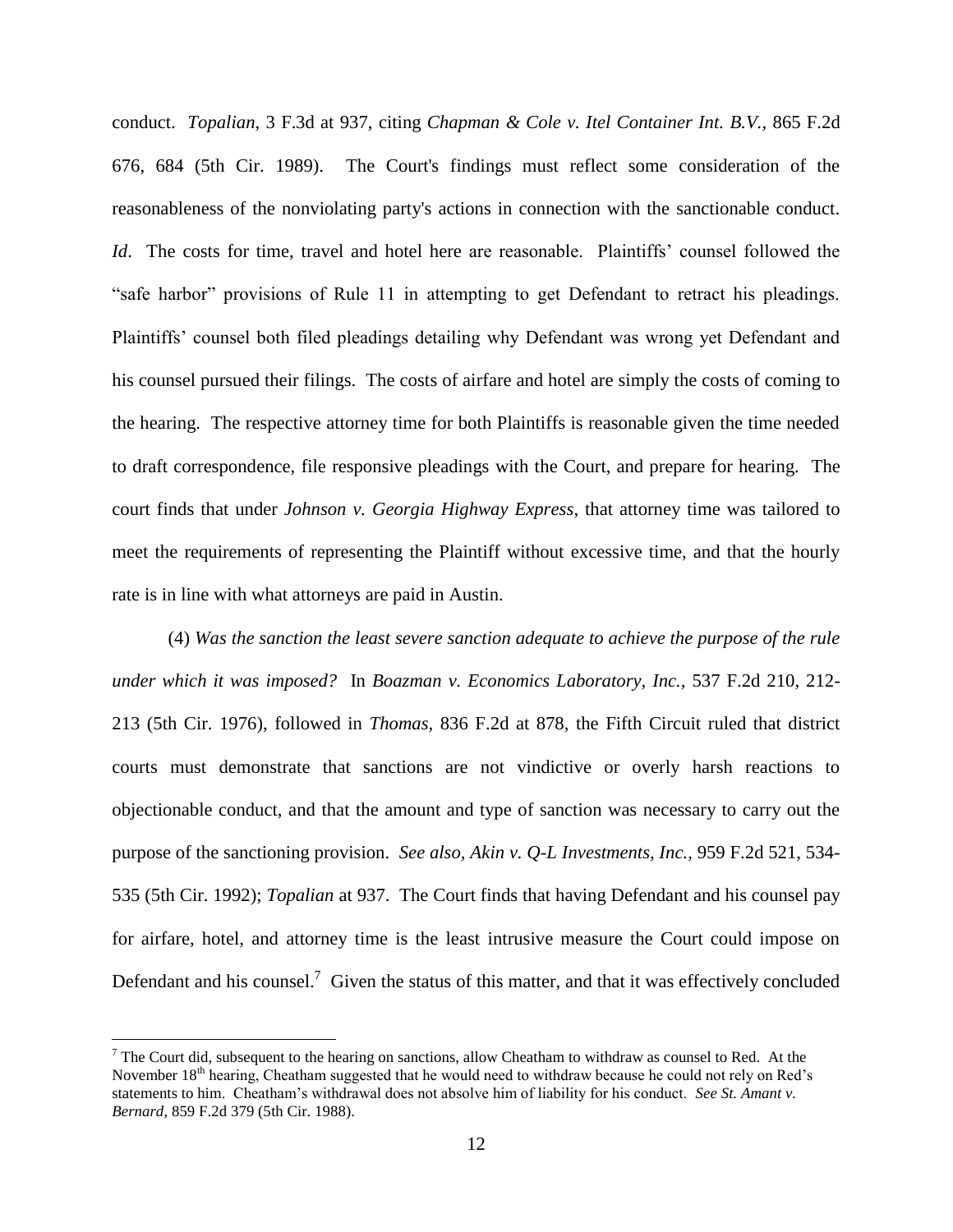conduct. *Topalian*, 3 F.3d at 937, citing *Chapman & Cole v. Itel Container Int. B.V.*, 865 F.2d 676, 684 (5th Cir. 1989). The Court's findings must reflect some consideration of the reasonableness of the nonviolating party's actions in connection with the sanctionable conduct. *Id*. The costs for time, travel and hotel here are reasonable. Plaintiffs' counsel followed the "safe harbor" provisions of Rule 11 in attempting to get Defendant to retract his pleadings. Plaintiffs' counsel both filed pleadings detailing why Defendant was wrong yet Defendant and his counsel pursued their filings. The costs of airfare and hotel are simply the costs of coming to the hearing. The respective attorney time for both Plaintiffs is reasonable given the time needed to draft correspondence, file responsive pleadings with the Court, and prepare for hearing. The court finds that under *Johnson v. Georgia Highway Express*, that attorney time was tailored to meet the requirements of representing the Plaintiff without excessive time, and that the hourly rate is in line with what attorneys are paid in Austin.

(4) *Was the sanction the least severe sanction adequate to achieve the purpose of the rule under which it was imposed?* In *Boazman v. Economics Laboratory, Inc.,* 537 F.2d 210, 212-213 (5th Cir. 1976), followed in *Thomas,* 836 F.2d at 878, the Fifth Circuit ruled that district courts must demonstrate that sanctions are not vindictive or overly harsh reactions to objectionable conduct, and that the amount and type of sanction was necessary to carry out the purpose of the sanctioning provision. *See also, Akin v. Q-L Investments, Inc.,* 959 F.2d 521, 534-535 (5th Cir. 1992); *Topalian* at 937. The Court finds that having Defendant and his counsel pay for airfare, hotel, and attorney time is the least intrusive measure the Court could impose on Defendant and his counsel.[7] Given the status of this matter, and that it was effectively concluded

[7] The Court did, subsequent to the hearing on sanctions, allow Cheatham to withdraw as counsel to Red. At the November 18th hearing, Cheatham suggested that he would need to withdraw because he could not rely on Red's statements to him. Cheatham's withdrawal does not absolve him of liability for his conduct. *See St. Amant v. Bernard*, 859 F.2d 379 (5th Cir. 1988).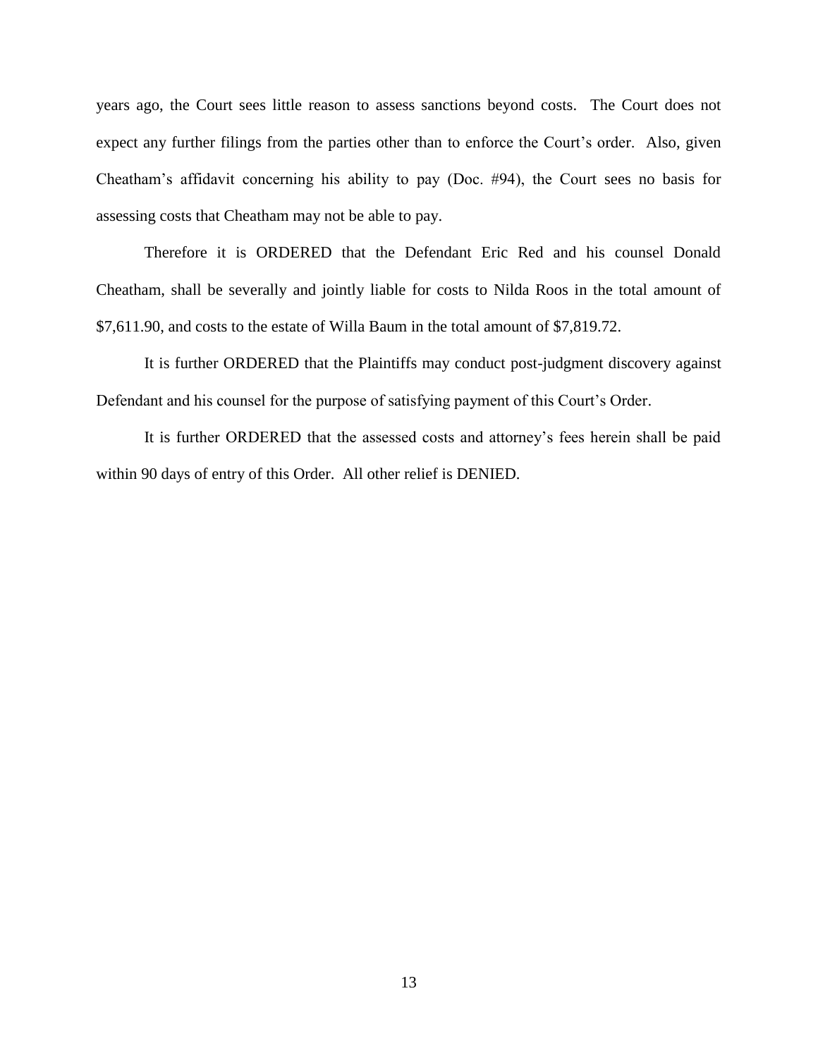years ago, the Court sees little reason to assess sanctions beyond costs. The Court does not expect any further filings from the parties other than to enforce the Court's order. Also, given Cheatham's affidavit concerning his ability to pay (Doc. #94), the Court sees no basis for assessing costs that Cheatham may not be able to pay.

Therefore it is ORDERED that the Defendant Eric Red and his counsel Donald Cheatham, shall be severally and jointly liable for costs to Nilda Roos in the total amount of $7,611.90, and costs to the estate of Willa Baum in the total amount of $7,819.72.

It is further ORDERED that the Plaintiffs may conduct post-judgment discovery against Defendant and his counsel for the purpose of satisfying payment of this Court's Order.

It is further ORDERED that the assessed costs and attorney's fees herein shall be paid within 90 days of entry of this Order. All other relief is DENIED.